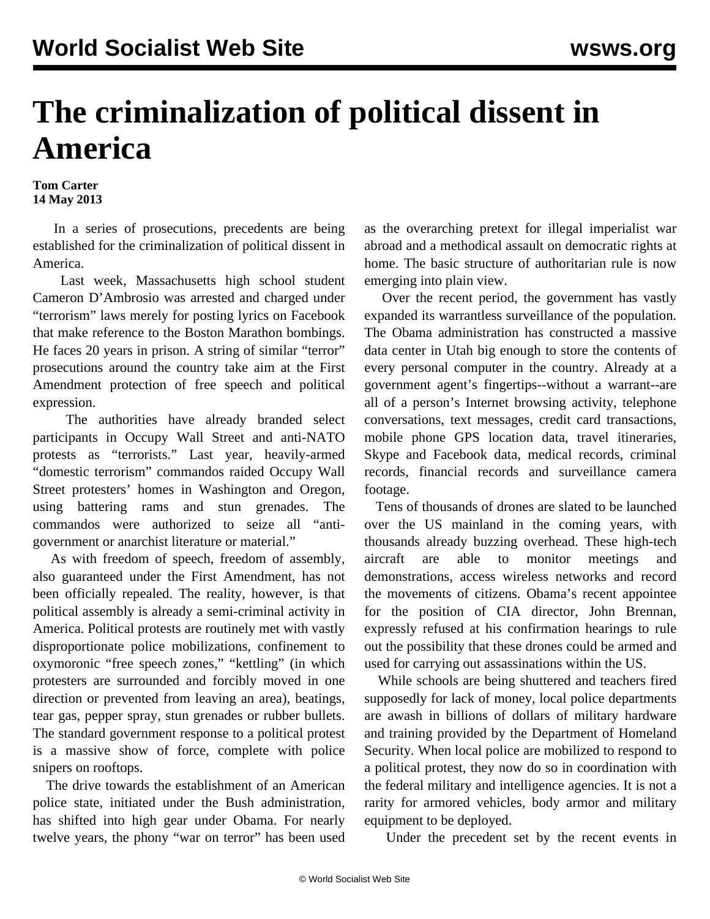# The criminalization of political dissent in America

**Tom Carter**
**14 May 2013**

In a series of prosecutions, precedents are being established for the criminalization of political dissent in America.

Last week, Massachusetts high school student Cameron D'Ambrosio was arrested and charged under "terrorism" laws merely for posting lyrics on Facebook that make reference to the Boston Marathon bombings. He faces 20 years in prison. A string of similar "terror" prosecutions around the country take aim at the First Amendment protection of free speech and political expression.

The authorities have already branded select participants in Occupy Wall Street and anti-NATO protests as "terrorists." Last year, heavily-armed "domestic terrorism" commandos raided Occupy Wall Street protesters' homes in Washington and Oregon, using battering rams and stun grenades. The commandos were authorized to seize all "anti-government or anarchist literature or material."

As with freedom of speech, freedom of assembly, also guaranteed under the First Amendment, has not been officially repealed. The reality, however, is that political assembly is already a semi-criminal activity in America. Political protests are routinely met with vastly disproportionate police mobilizations, confinement to oxymoronic "free speech zones," "kettling" (in which protesters are surrounded and forcibly moved in one direction or prevented from leaving an area), beatings, tear gas, pepper spray, stun grenades or rubber bullets. The standard government response to a political protest is a massive show of force, complete with police snipers on rooftops.

The drive towards the establishment of an American police state, initiated under the Bush administration, has shifted into high gear under Obama. For nearly twelve years, the phony "war on terror" has been used as the overarching pretext for illegal imperialist war abroad and a methodical assault on democratic rights at home. The basic structure of authoritarian rule is now emerging into plain view.

Over the recent period, the government has vastly expanded its warrantless surveillance of the population. The Obama administration has constructed a massive data center in Utah big enough to store the contents of every personal computer in the country. Already at a government agent's fingertips--without a warrant--are all of a person's Internet browsing activity, telephone conversations, text messages, credit card transactions, mobile phone GPS location data, travel itineraries, Skype and Facebook data, medical records, criminal records, financial records and surveillance camera footage.

Tens of thousands of drones are slated to be launched over the US mainland in the coming years, with thousands already buzzing overhead. These high-tech aircraft are able to monitor meetings and demonstrations, access wireless networks and record the movements of citizens. Obama's recent appointee for the position of CIA director, John Brennan, expressly refused at his confirmation hearings to rule out the possibility that these drones could be armed and used for carrying out assassinations within the US.

While schools are being shuttered and teachers fired supposedly for lack of money, local police departments are awash in billions of dollars of military hardware and training provided by the Department of Homeland Security. When local police are mobilized to respond to a political protest, they now do so in coordination with the federal military and intelligence agencies. It is not a rarity for armored vehicles, body armor and military equipment to be deployed.

Under the precedent set by the recent events in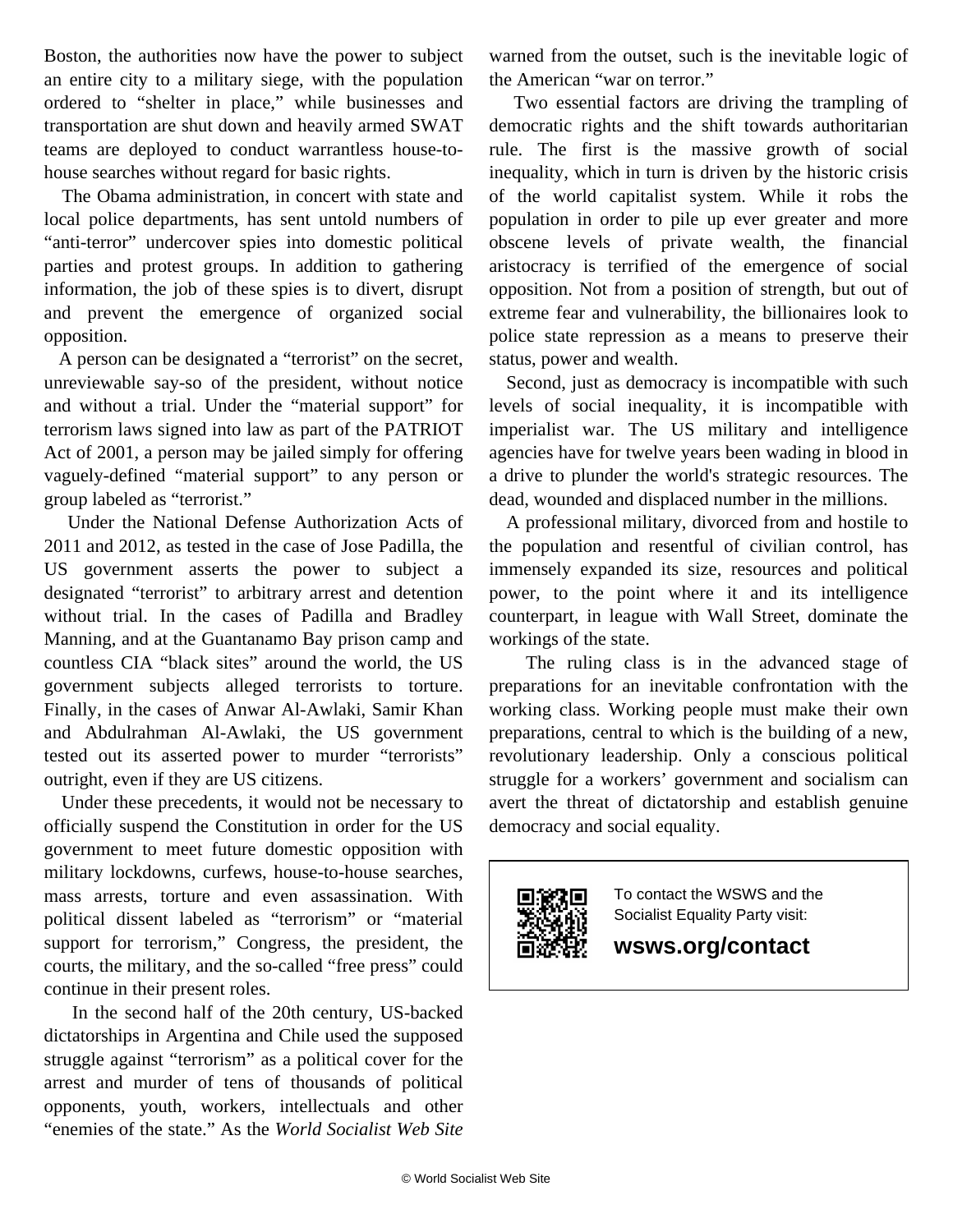Boston, the authorities now have the power to subject an entire city to a military siege, with the population ordered to "shelter in place," while businesses and transportation are shut down and heavily armed SWAT teams are deployed to conduct warrantless house-to-house searches without regard for basic rights.

The Obama administration, in concert with state and local police departments, has sent untold numbers of "anti-terror" undercover spies into domestic political parties and protest groups. In addition to gathering information, the job of these spies is to divert, disrupt and prevent the emergence of organized social opposition.

A person can be designated a "terrorist" on the secret, unreviewable say-so of the president, without notice and without a trial. Under the "material support" for terrorism laws signed into law as part of the PATRIOT Act of 2001, a person may be jailed simply for offering vaguely-defined "material support" to any person or group labeled as "terrorist."

Under the National Defense Authorization Acts of 2011 and 2012, as tested in the case of Jose Padilla, the US government asserts the power to subject a designated "terrorist" to arbitrary arrest and detention without trial. In the cases of Padilla and Bradley Manning, and at the Guantanamo Bay prison camp and countless CIA "black sites" around the world, the US government subjects alleged terrorists to torture. Finally, in the cases of Anwar Al-Awlaki, Samir Khan and Abdulrahman Al-Awlaki, the US government tested out its asserted power to murder "terrorists" outright, even if they are US citizens.

Under these precedents, it would not be necessary to officially suspend the Constitution in order for the US government to meet future domestic opposition with military lockdowns, curfews, house-to-house searches, mass arrests, torture and even assassination. With political dissent labeled as "terrorism" or "material support for terrorism," Congress, the president, the courts, the military, and the so-called "free press" could continue in their present roles.

In the second half of the 20th century, US-backed dictatorships in Argentina and Chile used the supposed struggle against "terrorism" as a political cover for the arrest and murder of tens of thousands of political opponents, youth, workers, intellectuals and other "enemies of the state." As the *World Socialist Web Site* warned from the outset, such is the inevitable logic of the American "war on terror."

Two essential factors are driving the trampling of democratic rights and the shift towards authoritarian rule. The first is the massive growth of social inequality, which in turn is driven by the historic crisis of the world capitalist system. While it robs the population in order to pile up ever greater and more obscene levels of private wealth, the financial aristocracy is terrified of the emergence of social opposition. Not from a position of strength, but out of extreme fear and vulnerability, the billionaires look to police state repression as a means to preserve their status, power and wealth.

Second, just as democracy is incompatible with such levels of social inequality, it is incompatible with imperialist war. The US military and intelligence agencies have for twelve years been wading in blood in a drive to plunder the world's strategic resources. The dead, wounded and displaced number in the millions.

A professional military, divorced from and hostile to the population and resentful of civilian control, has immensely expanded its size, resources and political power, to the point where it and its intelligence counterpart, in league with Wall Street, dominate the workings of the state.

The ruling class is in the advanced stage of preparations for an inevitable confrontation with the working class. Working people must make their own preparations, central to which is the building of a new, revolutionary leadership. Only a conscious political struggle for a workers' government and socialism can avert the threat of dictatorship and establish genuine democracy and social equality.

To contact the WSWS and the Socialist Equality Party visit:

**wsws.org/contact**